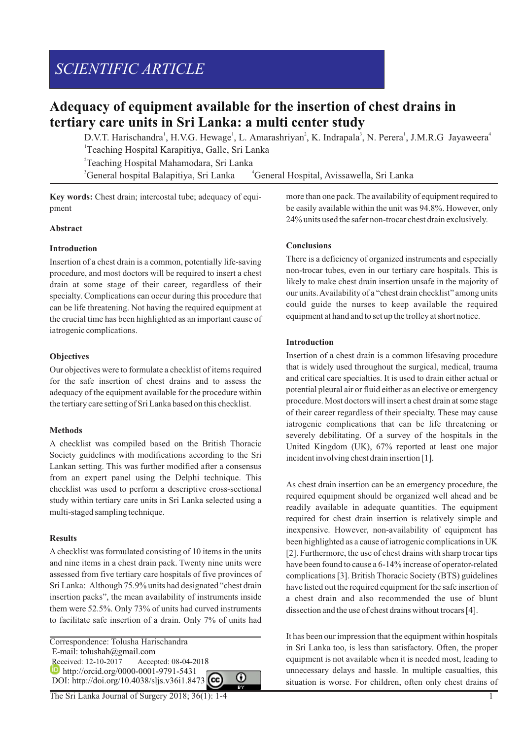SCIENTIFIC ARTICLE

# Adequacy of equipment available for the insertion of chest drains in tertiary care units in Sri Lanka: a multi center study

D.V.T. Harischandra[1], H.V.G. Hewage[1], L. Amarashriyan[2], K. Indrapala[3], N. Perera[1], J.M.R.G Jayaweera[4]

[1]Teaching Hospital Karapitiya, Galle, Sri Lanka

[2]Teaching Hospital Mahamodara, Sri Lanka

[3]General hospital Balapitiya, Sri Lanka [4]General Hospital, Avissawella, Sri Lanka

**Key words:** Chest drain; intercostal tube; adequacy of equipment

## Abstract

### Introduction

Insertion of a chest drain is a common, potentially life-saving procedure, and most doctors will be required to insert a chest drain at some stage of their career, regardless of their specialty. Complications can occur during this procedure that can be life threatening. Not having the required equipment at the crucial time has been highlighted as an important cause of iatrogenic complications.

### Objectives

Our objectives were to formulate a checklist of items required for the safe insertion of chest drains and to assess the adequacy of the equipment available for the procedure within the tertiary care setting of Sri Lanka based on this checklist.

### Methods

A checklist was compiled based on the British Thoracic Society guidelines with modifications according to the Sri Lankan setting. This was further modified after a consensus from an expert panel using the Delphi technique. This checklist was used to perform a descriptive cross-sectional study within tertiary care units in Sri Lanka selected using a multi-staged sampling technique.

### Results

A checklist was formulated consisting of 10 items in the units and nine items in a chest drain pack. Twenty nine units were assessed from five tertiary care hospitals of five provinces of Sri Lanka: Although 75.9% units had designated "chest drain insertion packs", the mean availability of instruments inside them were 52.5%. Only 73% of units had curved instruments to facilitate safe insertion of a drain. Only 7% of units had more than one pack. The availability of equipment required to be easily available within the unit was 94.8%. However, only 24% units used the safer non-trocar chest drain exclusively.

### Conclusions

There is a deficiency of organized instruments and especially non-trocar tubes, even in our tertiary care hospitals. This is likely to make chest drain insertion unsafe in the majority of our units. Availability of a "chest drain checklist" among units could guide the nurses to keep available the required equipment at hand and to set up the trolley at short notice.

## Introduction

Insertion of a chest drain is a common lifesaving procedure that is widely used throughout the surgical, medical, trauma and critical care specialties. It is used to drain either actual or potential pleural air or fluid either as an elective or emergency procedure. Most doctors will insert a chest drain at some stage of their career regardless of their specialty. These may cause iatrogenic complications that can be life threatening or severely debilitating. Of a survey of the hospitals in the United Kingdom (UK), 67% reported at least one major incident involving chest drain insertion [1].

As chest drain insertion can be an emergency procedure, the required equipment should be organized well ahead and be readily available in adequate quantities. The equipment required for chest drain insertion is relatively simple and inexpensive. However, non-availability of equipment has been highlighted as a cause of iatrogenic complications in UK [2]. Furthermore, the use of chest drains with sharp trocar tips have been found to cause a 6-14% increase of operator-related complications [3]. British Thoracic Society (BTS) guidelines have listed out the required equipment for the safe insertion of a chest drain and also recommended the use of blunt dissection and the use of chest drains without trocars [4].

It has been our impression that the equipment within hospitals in Sri Lanka too, is less than satisfactory. Often, the proper equipment is not available when it is needed most, leading to unnecessary delays and hassle. In multiple casualties, this situation is worse. For children, often only chest drains of

Correspondence: Tolusha Harischandra
E-mail: tolushah@gmail.com
Received: 12-10-2017 Accepted: 08-04-2018
http://orcid.org/0000-0001-9791-5431
DOI: http://doi.org/10.4038/sljs.v36i1.8473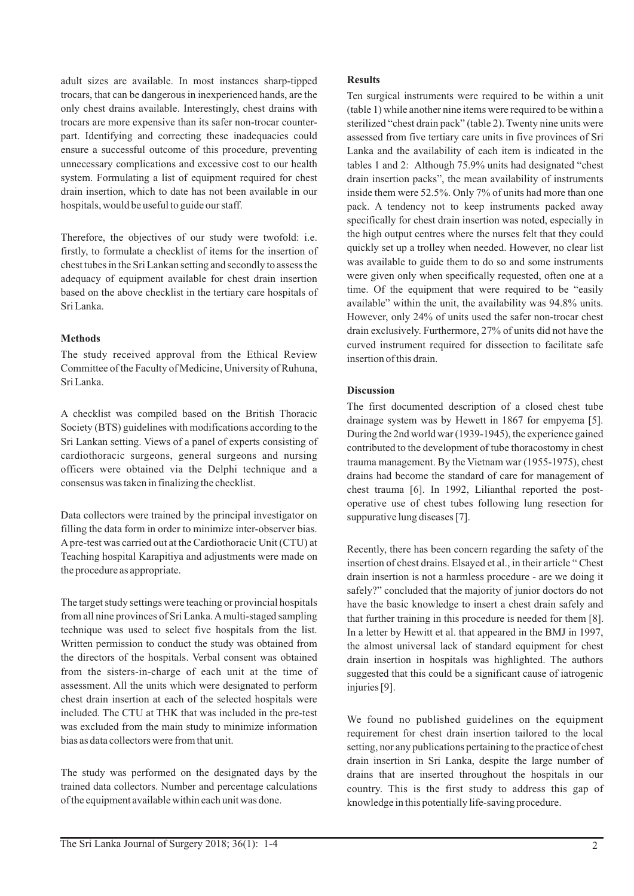adult sizes are available. In most instances sharp-tipped trocars, that can be dangerous in inexperienced hands, are the only chest drains available. Interestingly, chest drains with trocars are more expensive than its safer non-trocar counterpart. Identifying and correcting these inadequacies could ensure a successful outcome of this procedure, preventing unnecessary complications and excessive cost to our health system. Formulating a list of equipment required for chest drain insertion, which to date has not been available in our hospitals, would be useful to guide our staff.

Therefore, the objectives of our study were twofold: i.e. firstly, to formulate a checklist of items for the insertion of chest tubes in the Sri Lankan setting and secondly to assess the adequacy of equipment available for chest drain insertion based on the above checklist in the tertiary care hospitals of Sri Lanka.

**Methods**

The study received approval from the Ethical Review Committee of the Faculty of Medicine, University of Ruhuna, Sri Lanka.

A checklist was compiled based on the British Thoracic Society (BTS) guidelines with modifications according to the Sri Lankan setting. Views of a panel of experts consisting of cardiothoracic surgeons, general surgeons and nursing officers were obtained via the Delphi technique and a consensus was taken in finalizing the checklist.

Data collectors were trained by the principal investigator on filling the data form in order to minimize inter-observer bias. A pre-test was carried out at the Cardiothoracic Unit (CTU) at Teaching hospital Karapitiya and adjustments were made on the procedure as appropriate.

The target study settings were teaching or provincial hospitals from all nine provinces of Sri Lanka. A multi-staged sampling technique was used to select five hospitals from the list. Written permission to conduct the study was obtained from the directors of the hospitals. Verbal consent was obtained from the sisters-in-charge of each unit at the time of assessment. All the units which were designated to perform chest drain insertion at each of the selected hospitals were included. The CTU at THK that was included in the pre-test was excluded from the main study to minimize information bias as data collectors were from that unit.

The study was performed on the designated days by the trained data collectors. Number and percentage calculations of the equipment available within each unit was done.

**Results**

Ten surgical instruments were required to be within a unit (table 1) while another nine items were required to be within a sterilized "chest drain pack" (table 2). Twenty nine units were assessed from five tertiary care units in five provinces of Sri Lanka and the availability of each item is indicated in the tables 1 and 2: Although 75.9% units had designated "chest drain insertion packs", the mean availability of instruments inside them were 52.5%. Only 7% of units had more than one pack. A tendency not to keep instruments packed away specifically for chest drain insertion was noted, especially in the high output centres where the nurses felt that they could quickly set up a trolley when needed. However, no clear list was available to guide them to do so and some instruments were given only when specifically requested, often one at a time. Of the equipment that were required to be "easily available" within the unit, the availability was 94.8% units. However, only 24% of units used the safer non-trocar chest drain exclusively. Furthermore, 27% of units did not have the curved instrument required for dissection to facilitate safe insertion of this drain.

**Discussion**

The first documented description of a closed chest tube drainage system was by Hewett in 1867 for empyema [5]. During the 2nd world war (1939-1945), the experience gained contributed to the development of tube thoracostomy in chest trauma management. By the Vietnam war (1955-1975), chest drains had become the standard of care for management of chest trauma [6]. In 1992, Lilianthal reported the post-operative use of chest tubes following lung resection for suppurative lung diseases [7].

Recently, there has been concern regarding the safety of the insertion of chest drains. Elsayed et al., in their article " Chest drain insertion is not a harmless procedure - are we doing it safely?" concluded that the majority of junior doctors do not have the basic knowledge to insert a chest drain safely and that further training in this procedure is needed for them [8]. In a letter by Hewitt et al. that appeared in the BMJ in 1997, the almost universal lack of standard equipment for chest drain insertion in hospitals was highlighted. The authors suggested that this could be a significant cause of iatrogenic injuries [9].

We found no published guidelines on the equipment requirement for chest drain insertion tailored to the local setting, nor any publications pertaining to the practice of chest drain insertion in Sri Lanka, despite the large number of drains that are inserted throughout the hospitals in our country. This is the first study to address this gap of knowledge in this potentially life-saving procedure.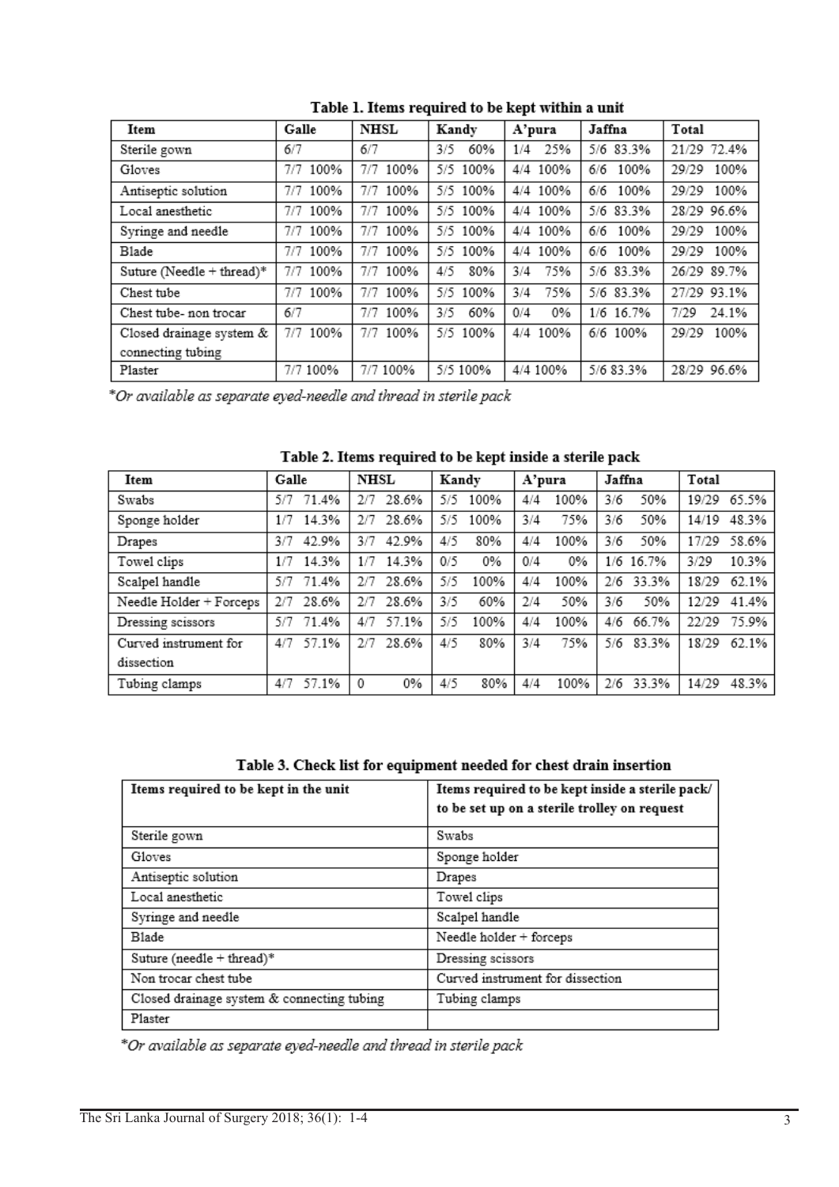**Table 1. Items required to be kept within a unit**

| Item | Galle | NHSL | Kandy | A'pura | Jaffna | Total |
|---|---|---|---|---|---|---|
| Sterile gown | 6/7 | 6/7 | 3/5 60% | 1/4 25% | 5/6 83.3% | 21/29 72.4% |
| Gloves | 7/7 100% | 7/7 100% | 5/5 100% | 4/4 100% | 6/6 100% | 29/29 100% |
| Antiseptic solution | 7/7 100% | 7/7 100% | 5/5 100% | 4/4 100% | 6/6 100% | 29/29 100% |
| Local anesthetic | 7/7 100% | 7/7 100% | 5/5 100% | 4/4 100% | 5/6 83.3% | 28/29 96.6% |
| Syringe and needle | 7/7 100% | 7/7 100% | 5/5 100% | 4/4 100% | 6/6 100% | 29/29 100% |
| Blade | 7/7 100% | 7/7 100% | 5/5 100% | 4/4 100% | 6/6 100% | 29/29 100% |
| Suture (Needle + thread)* | 7/7 100% | 7/7 100% | 4/5 80% | 3/4 75% | 5/6 83.3% | 26/29 89.7% |
| Chest tube | 7/7 100% | 7/7 100% | 5/5 100% | 3/4 75% | 5/6 83.3% | 27/29 93.1% |
| Chest tube- non trocar | 6/7 | 7/7 100% | 3/5 60% | 0/4 0% | 1/6 16.7% | 7/29 24.1% |
| Closed drainage system & connecting tubing | 7/7 100% | 7/7 100% | 5/5 100% | 4/4 100% | 6/6 100% | 29/29 100% |
| Plaster | 7/7 100% | 7/7 100% | 5/5 100% | 4/4 100% | 5/6 83.3% | 28/29 96.6% |

*Or available as separate eyed-needle and thread in sterile pack*

**Table 2. Items required to be kept inside a sterile pack**

| Item | Galle | NHSL | Kandy | A'pura | Jaffna | Total |
|---|---|---|---|---|---|---|
| Swabs | 5/7 71.4% | 2/7 28.6% | 5/5 100% | 4/4 100% | 3/6 50% | 19/29 65.5% |
| Sponge holder | 1/7 14.3% | 2/7 28.6% | 5/5 100% | 3/4 75% | 3/6 50% | 14/19 48.3% |
| Drapes | 3/7 42.9% | 3/7 42.9% | 4/5 80% | 4/4 100% | 3/6 50% | 17/29 58.6% |
| Towel clips | 1/7 14.3% | 1/7 14.3% | 0/5 0% | 0/4 0% | 1/6 16.7% | 3/29 10.3% |
| Scalpel handle | 5/7 71.4% | 2/7 28.6% | 5/5 100% | 4/4 100% | 2/6 33.3% | 18/29 62.1% |
| Needle Holder + Forceps | 2/7 28.6% | 2/7 28.6% | 3/5 60% | 2/4 50% | 3/6 50% | 12/29 41.4% |
| Dressing scissors | 5/7 71.4% | 4/7 57.1% | 5/5 100% | 4/4 100% | 4/6 66.7% | 22/29 75.9% |
| Curved instrument for dissection | 4/7 57.1% | 2/7 28.6% | 4/5 80% | 3/4 75% | 5/6 83.3% | 18/29 62.1% |
| Tubing clamps | 4/7 57.1% | 0 0% | 4/5 80% | 4/4 100% | 2/6 33.3% | 14/29 48.3% |

**Table 3. Check list for equipment needed for chest drain insertion**

| Items required to be kept in the unit | Items required to be kept inside a sterile pack/ to be set up on a sterile trolley on request |
|---|---|
| Sterile gown | Swabs |
| Gloves | Sponge holder |
| Antiseptic solution | Drapes |
| Local anesthetic | Towel clips |
| Syringe and needle | Scalpel handle |
| Blade | Needle holder + forceps |
| Suture (needle + thread)* | Dressing scissors |
| Non trocar chest tube | Curved instrument for dissection |
| Closed drainage system & connecting tubing | Tubing clamps |
| Plaster | |

*Or available as separate eyed-needle and thread in sterile pack*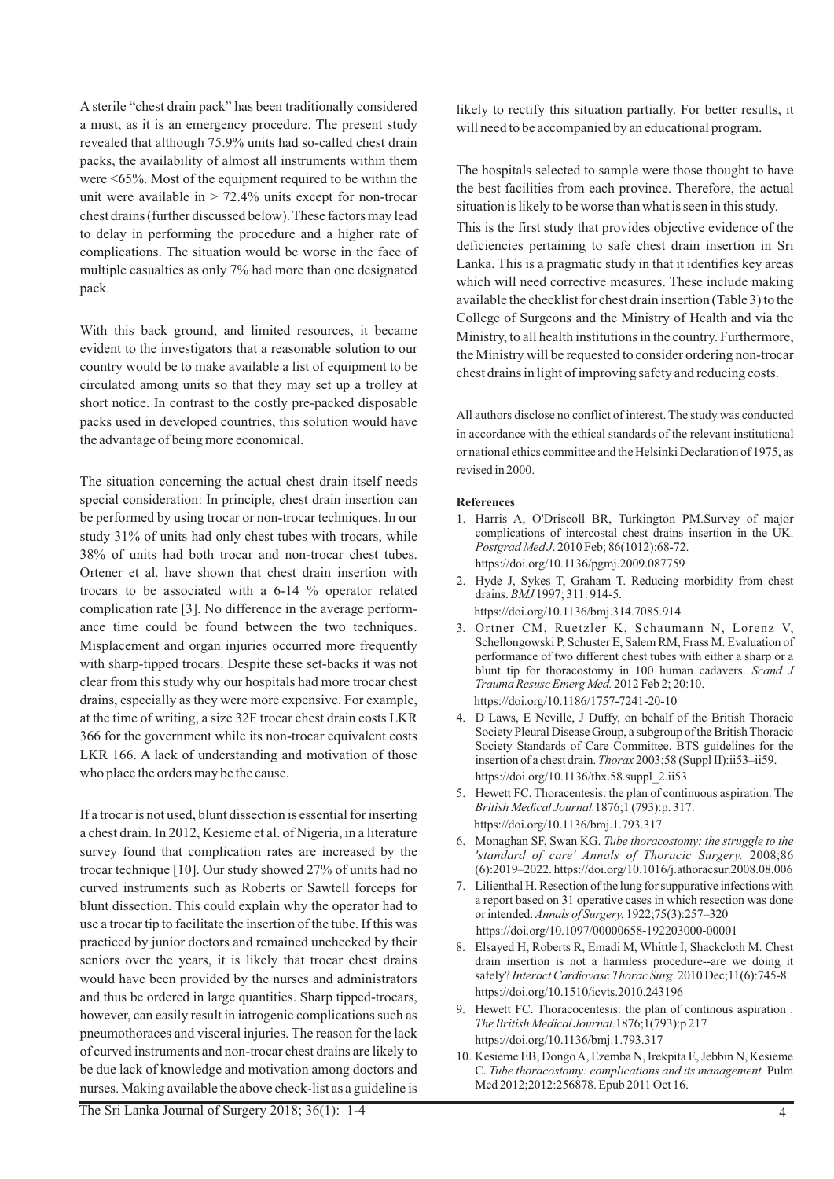A sterile "chest drain pack" has been traditionally considered a must, as it is an emergency procedure. The present study revealed that although 75.9% units had so-called chest drain packs, the availability of almost all instruments within them were <65%. Most of the equipment required to be within the unit were available in > 72.4% units except for non-trocar chest drains (further discussed below). These factors may lead to delay in performing the procedure and a higher rate of complications. The situation would be worse in the face of multiple casualties as only 7% had more than one designated pack.

With this back ground, and limited resources, it became evident to the investigators that a reasonable solution to our country would be to make available a list of equipment to be circulated among units so that they may set up a trolley at short notice. In contrast to the costly pre-packed disposable packs used in developed countries, this solution would have the advantage of being more economical.

The situation concerning the actual chest drain itself needs special consideration: In principle, chest drain insertion can be performed by using trocar or non-trocar techniques. In our study 31% of units had only chest tubes with trocars, while 38% of units had both trocar and non-trocar chest tubes. Ortener et al. have shown that chest drain insertion with trocars to be associated with a 6-14 % operator related complication rate [3]. No difference in the average performance time could be found between the two techniques. Misplacement and organ injuries occurred more frequently with sharp-tipped trocars. Despite these set-backs it was not clear from this study why our hospitals had more trocar chest drains, especially as they were more expensive. For example, at the time of writing, a size 32F trocar chest drain costs LKR 366 for the government while its non-trocar equivalent costs LKR 166. A lack of understanding and motivation of those who place the orders may be the cause.

If a trocar is not used, blunt dissection is essential for inserting a chest drain. In 2012, Kesieme et al. of Nigeria, in a literature survey found that complication rates are increased by the trocar technique [10]. Our study showed 27% of units had no curved instruments such as Roberts or Sawtell forceps for blunt dissection. This could explain why the operator had to use a trocar tip to facilitate the insertion of the tube. If this was practiced by junior doctors and remained unchecked by their seniors over the years, it is likely that trocar chest drains would have been provided by the nurses and administrators and thus be ordered in large quantities. Sharp tipped-trocars, however, can easily result in iatrogenic complications such as pneumothoraces and visceral injuries. The reason for the lack of curved instruments and non-trocar chest drains are likely to be due lack of knowledge and motivation among doctors and nurses. Making available the above check-list as a guideline is likely to rectify this situation partially. For better results, it will need to be accompanied by an educational program.

The hospitals selected to sample were those thought to have the best facilities from each province. Therefore, the actual situation is likely to be worse than what is seen in this study.

This is the first study that provides objective evidence of the deficiencies pertaining to safe chest drain insertion in Sri Lanka. This is a pragmatic study in that it identifies key areas which will need corrective measures. These include making available the checklist for chest drain insertion (Table 3) to the College of Surgeons and the Ministry of Health and via the Ministry, to all health institutions in the country. Furthermore, the Ministry will be requested to consider ordering non-trocar chest drains in light of improving safety and reducing costs.

All authors disclose no conflict of interest. The study was conducted in accordance with the ethical standards of the relevant institutional or national ethics committee and the Helsinki Declaration of 1975, as revised in 2000.

**References**

1. Harris A, O'Driscoll BR, Turkington PM.Survey of major complications of intercostal chest drains insertion in the UK. *Postgrad Med J.* 2010 Feb; 86(1012):68-72. https://doi.org/10.1136/pgmj.2009.087759
2. Hyde J, Sykes T, Graham T. Reducing morbidity from chest drains. *BMJ* 1997; 311: 914-5. https://doi.org/10.1136/bmj.314.7085.914
3. Ortner CM, Ruetzler K, Schaumann N, Lorenz V, Schellongowski P, Schuster E, Salem RM, Frass M. Evaluation of performance of two different chest tubes with either a sharp or a blunt tip for thoracostomy in 100 human cadavers. *Scand J Trauma Resusc Emerg Med.* 2012 Feb 2; 20:10. https://doi.org/10.1186/1757-7241-20-10
4. D Laws, E Neville, J Duffy, on behalf of the British Thoracic Society Pleural Disease Group, a subgroup of the British Thoracic Society Standards of Care Committee. BTS guidelines for the insertion of a chest drain. *Thorax* 2003;58 (Suppl II):ii53–ii59. https://doi.org/10.1136/thx.58.suppl_2.ii53
5. Hewett FC. Thoracentesis: the plan of continuous aspiration. The *British Medical Journal.*1876;1 (793):p. 317. https://doi.org/10.1136/bmj.1.793.317
6. Monaghan SF, Swan KG. *Tube thoracostomy: the struggle to the 'standard of care' Annals of Thoracic Surgery.* 2008;86 (6):2019–2022. https://doi.org/10.1016/j.athoracsur.2008.08.006
7. Lilienthal H. Resection of the lung for suppurative infections with a report based on 31 operative cases in which resection was done or intended. *Annals of Surgery.* 1922;75(3):257–320 https://doi.org/10.1097/00000658-192203000-00001
8. Elsayed H, Roberts R, Emadi M, Whittle I, Shackcloth M. Chest drain insertion is not a harmless procedure--are we doing it safely? *Interact Cardiovasc Thorac Surg.* 2010 Dec;11(6):745-8. https://doi.org/10.1510/icvts.2010.243196
9. Hewett FC. Thoracocentesis: the plan of continous aspiration . *The British Medical Journal.*1876;1(793):p 217 https://doi.org/10.1136/bmj.1.793.317
10. Kesieme EB, Dongo A, Ezemba N, Irekpita E, Jebbin N, Kesieme C. *Tube thoracostomy: complications and its management.* Pulm Med 2012;2012:256878. Epub 2011 Oct 16.